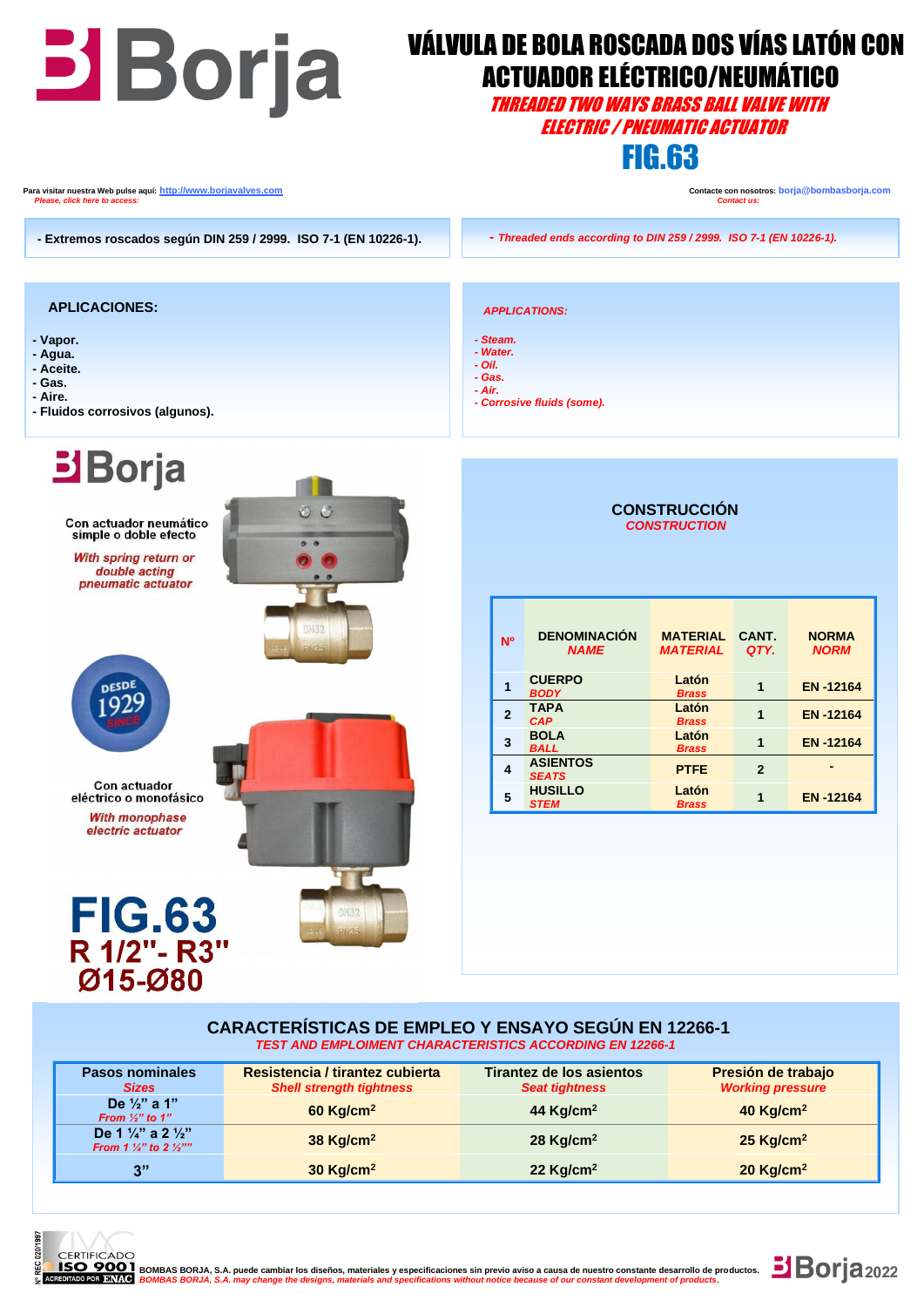# VÁLVULA DE BOLA ROSCADA DOS VÍAS LATÓN CON ACTUADOR ELÉCTRICO/NEUMÁTICO

*THREADED TWO WAYS BRASS BALL VALVE WITH ELECTRIC / PNEUMATIC ACTUATOR*

## FIG.63

Para visitar nuestra Web pulse aquí: http://www.borjavalves.com
*Please, click here to access:*

Contacte con nosotros: borja@bombasborja.com
*Contact us:*

- Extremos roscados según DIN 259 / 2999. ISO 7-1 (EN 10226-1).

*- Threaded ends according to DIN 259 / 2999. ISO 7-1 (EN 10226-1).*

### APLICACIONES:

- Vapor.
- Agua.
- Aceite.
- Gas.
- Aire.
- Fluidos corrosivos (algunos).

*APPLICATIONS:*

- *Steam.*
- *Water.*
- *Oil.*
- *Gas.*
- *Air.*
- *Corrosive fluids (some).*

Con actuador neumático simple o doble efecto
*With spring return or double acting pneumatic actuator*

DESDE 1929 SINCE

Con actuador eléctrico o monofásico
*With monophase electric actuator*

**FIG.63**
**R 1/2"- R3"**
**Ø15-Ø80**

### CONSTRUCCIÓN
*CONSTRUCTION*

| Nº | DENOMINACIÓN *NAME* | MATERIAL *MATERIAL* | CANT. *QTY.* | NORMA *NORM* |
|---|---|---|---|---|
| 1 | CUERPO *BODY* | Latón *Brass* | 1 | EN -12164 |
| 2 | TAPA *CAP* | Latón *Brass* | 1 | EN -12164 |
| 3 | BOLA *BALL* | Latón *Brass* | 1 | EN -12164 |
| 4 | ASIENTOS *SEATS* | PTFE | 2 | - |
| 5 | HUSILLO *STEM* | Latón *Brass* | 1 | EN -12164 |

### CARACTERÍSTICAS DE EMPLEO Y ENSAYO SEGÚN EN 12266-1
*TEST AND EMPLOIMENT CHARACTERISTICS ACCORDING EN 12266-1*

| Pasos nominales *Sizes* | Resistencia / tirantez cubierta *Shell strength tightness* | Tirantez de los asientos *Seat tightness* | Presión de trabajo *Working pressure* |
|---|---|---|---|
| De ½" a 1" *From ½" to 1"* | 60 Kg/cm² | 44 Kg/cm² | 40 Kg/cm² |
| De 1 ¼" a 2 ½" *From 1 ¼" to 2 ½""* | 38 Kg/cm² | 28 Kg/cm² | 25 Kg/cm² |
| 3" | 30 Kg/cm² | 22 Kg/cm² | 20 Kg/cm² |

CERTIFICADO ISO 9001 — Nº REC 0201/1997 — ACREDITADO POR ENAC

BOMBAS BORJA, S.A. puede cambiar los diseños, materiales y especificaciones sin previo aviso a causa de nuestro constante desarrollo de productos.
*BOMBAS BORJA, S.A. may change the designs, materials and specifications without notice because of our constant development of products.*

Borja 2022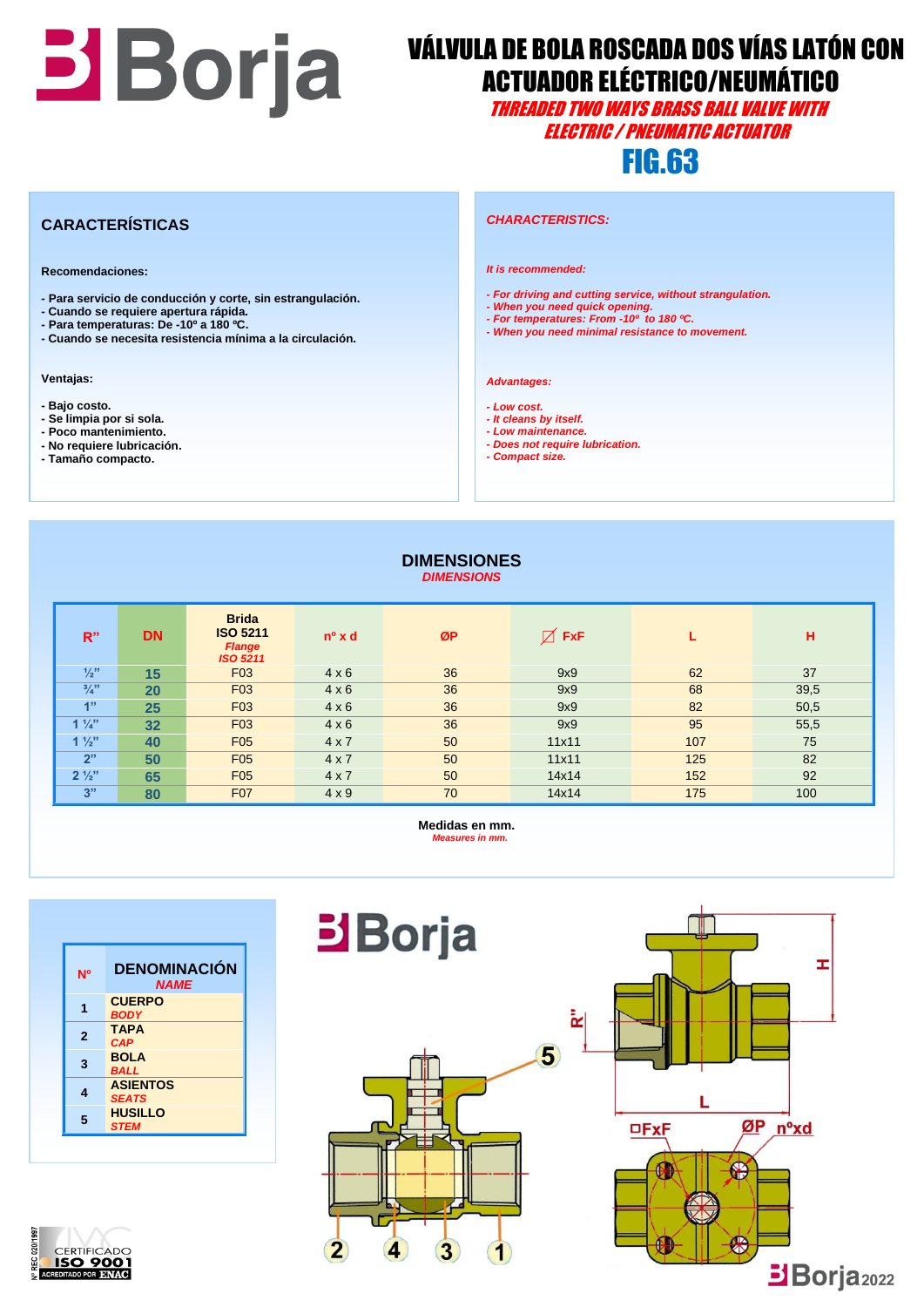# Borja

# VÁLVULA DE BOLA ROSCADA DOS VÍAS LATÓN CON ACTUADOR ELÉCTRICO/NEUMÁTICO

*THREADED TWO WAYS BRASS BALL VALVE WITH ELECTRIC / PNEUMATIC ACTUATOR*

## FIG.63

### CARACTERÍSTICAS

**Recomendaciones:**

- **Para servicio de conducción y corte, sin estrangulación.**
- **Cuando se requiere apertura rápida.**
- **Para temperaturas: De -10º a 180 ºC.**
- **Cuando se necesita resistencia mínima a la circulación.**

**Ventajas:**

- **Bajo costo.**
- **Se limpia por si sola.**
- **Poco mantenimiento.**
- **No requiere lubricación.**
- **Tamaño compacto.**

### *CHARACTERISTICS:*

*It is recommended:*

- *For driving and cutting service, without strangulation.*
- *When you need quick opening.*
- *For temperatures: From -10º to 180 ºC.*
- *When you need minimal resistance to movement.*

*Advantages:*

- *Low cost.*
- *It cleans by itself.*
- *Low maintenance.*
- *Does not require lubrication.*
- *Compact size.*

## DIMENSIONES
*DIMENSIONS*

| R" | DN | Brida ISO 5211 *Flange ISO 5211* | nº x d | ØP | ◻ FxF | L | H |
|---|---|---|---|---|---|---|---|
| ½" | 15 | F03 | 4 x 6 | 36 | 9x9 | 62 | 37 |
| ¾" | 20 | F03 | 4 x 6 | 36 | 9x9 | 68 | 39,5 |
| 1" | 25 | F03 | 4 x 6 | 36 | 9x9 | 82 | 50,5 |
| 1 ¼" | 32 | F03 | 4 x 6 | 36 | 9x9 | 95 | 55,5 |
| 1 ½" | 40 | F05 | 4 x 7 | 50 | 11x11 | 107 | 75 |
| 2" | 50 | F05 | 4 x 7 | 50 | 11x11 | 125 | 82 |
| 2 ½" | 65 | F05 | 4 x 7 | 50 | 14x14 | 152 | 92 |
| 3" | 80 | F07 | 4 x 9 | 70 | 14x14 | 175 | 100 |

**Medidas en mm.**
*Measures in mm.*

| Nº | DENOMINACIÓN *NAME* |
|---|---|
| 1 | CUERPO *BODY* |
| 2 | TAPA *CAP* |
| 3 | BOLA *BALL* |
| 4 | ASIENTOS *SEATS* |
| 5 | HUSILLO *STEM* |

Borja 2022